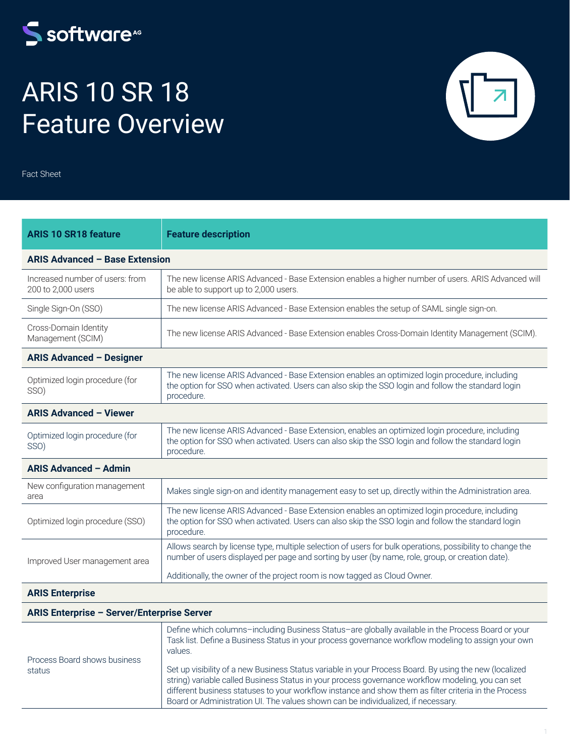# ARIS 10 SR 18 Feature Overview

Fact Sheet

| ARIS 10 SR18 feature | Feature description |
| --- | --- |
| **ARIS Advanced – Base Extension** | |
| Increased number of users: from 200 to 2,000 users | The new license ARIS Advanced - Base Extension enables a higher number of users. ARIS Advanced will be able to support up to 2,000 users. |
| Single Sign-On (SSO) | The new license ARIS Advanced - Base Extension enables the setup of SAML single sign-on. |
| Cross-Domain Identity Management (SCIM) | The new license ARIS Advanced - Base Extension enables Cross-Domain Identity Management (SCIM). |
| **ARIS Advanced – Designer** | |
| Optimized login procedure (for SSO) | The new license ARIS Advanced - Base Extension enables an optimized login procedure, including the option for SSO when activated. Users can also skip the SSO login and follow the standard login procedure. |
| **ARIS Advanced – Viewer** | |
| Optimized login procedure (for SSO) | The new license ARIS Advanced - Base Extension, enables an optimized login procedure, including the option for SSO when activated. Users can also skip the SSO login and follow the standard login procedure. |
| **ARIS Advanced – Admin** | |
| New configuration management area | Makes single sign-on and identity management easy to set up, directly within the Administration area. |
| Optimized login procedure (SSO) | The new license ARIS Advanced - Base Extension enables an optimized login procedure, including the option for SSO when activated. Users can also skip the SSO login and follow the standard login procedure. |
| Improved User management area | Allows search by license type, multiple selection of users for bulk operations, possibility to change the number of users displayed per page and sorting by user (by name, role, group, or creation date).<br><br>Additionally, the owner of the project room is now tagged as Cloud Owner. |
| **ARIS Enterprise** | |
| **ARIS Enterprise – Server/Enterprise Server** | |
| Process Board shows business status | Define which columns–including Business Status–are globally available in the Process Board or your Task list. Define a Business Status in your process governance workflow modeling to assign your own values.<br><br>Set up visibility of a new Business Status variable in your Process Board. By using the new (localized string) variable called Business Status in your process governance workflow modeling, you can set different business statuses to your workflow instance and show them as filter criteria in the Process Board or Administration UI. The values shown can be individualized, if necessary. |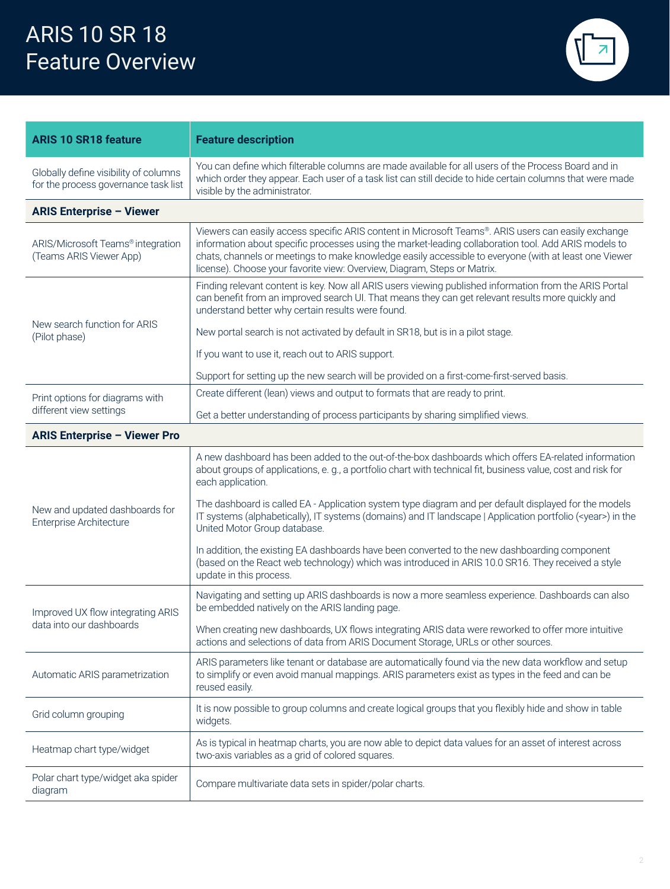// ARIS 10 SR 18
# ARIS 10 SR 18 Feature Overview

| ARIS 10 SR18 feature | Feature description |
|---|---|
| Globally define visibility of columns for the process governance task list | You can define which filterable columns are made available for all users of the Process Board and in which order they appear. Each user of a task list can still decide to hide certain columns that were made visible by the administrator. |
| **ARIS Enterprise – Viewer** | |
| ARIS/Microsoft Teams® integration (Teams ARIS Viewer App) | Viewers can easily access specific ARIS content in Microsoft Teams®. ARIS users can easily exchange information about specific processes using the market-leading collaboration tool. Add ARIS models to chats, channels or meetings to make knowledge easily accessible to everyone (with at least one Viewer license). Choose your favorite view: Overview, Diagram, Steps or Matrix. |
| New search function for ARIS (Pilot phase) | Finding relevant content is key. Now all ARIS users viewing published information from the ARIS Portal can benefit from an improved search UI. That means they can get relevant results more quickly and understand better why certain results were found.<br><br>New portal search is not activated by default in SR18, but is in a pilot stage.<br><br>If you want to use it, reach out to ARIS support.<br><br>Support for setting up the new search will be provided on a first-come-first-served basis. |
| Print options for diagrams with different view settings | Create different (lean) views and output to formats that are ready to print.<br><br>Get a better understanding of process participants by sharing simplified views. |
| **ARIS Enterprise – Viewer Pro** | |
| New and updated dashboards for Enterprise Architecture | A new dashboard has been added to the out-of-the-box dashboards which offers EA-related information about groups of applications, e. g., a portfolio chart with technical fit, business value, cost and risk for each application.<br><br>The dashboard is called EA - Application system type diagram and per default displayed for the models IT systems (alphabetically), IT systems (domains) and IT landscape \| Application portfolio (<year>) in the United Motor Group database.<br><br>In addition, the existing EA dashboards have been converted to the new dashboarding component (based on the React web technology) which was introduced in ARIS 10.0 SR16. They received a style update in this process. |
| Improved UX flow integrating ARIS data into our dashboards | Navigating and setting up ARIS dashboards is now a more seamless experience. Dashboards can also be embedded natively on the ARIS landing page.<br><br>When creating new dashboards, UX flows integrating ARIS data were reworked to offer more intuitive actions and selections of data from ARIS Document Storage, URLs or other sources. |
| Automatic ARIS parametrization | ARIS parameters like tenant or database are automatically found via the new data workflow and setup to simplify or even avoid manual mappings. ARIS parameters exist as types in the feed and can be reused easily. |
| Grid column grouping | It is now possible to group columns and create logical groups that you flexibly hide and show in table widgets. |
| Heatmap chart type/widget | As is typical in heatmap charts, you are now able to depict data values for an asset of interest across two-axis variables as a grid of colored squares. |
| Polar chart type/widget aka spider diagram | Compare multivariate data sets in spider/polar charts. |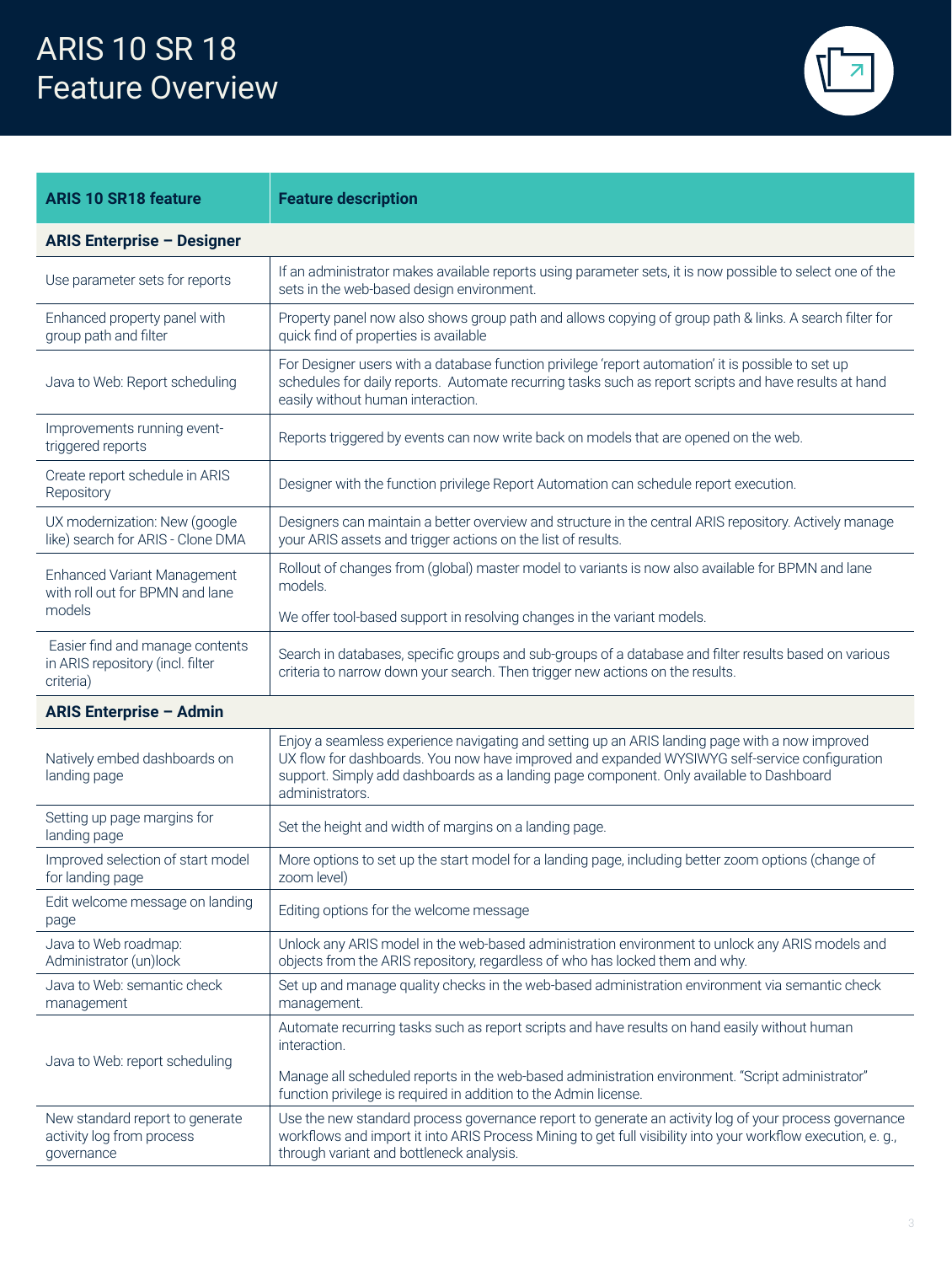# ARIS 10 SR 18 Feature Overview

| ARIS 10 SR18 feature | Feature description |
|---|---|
| **ARIS Enterprise – Designer** | |
| Use parameter sets for reports | If an administrator makes available reports using parameter sets, it is now possible to select one of the sets in the web-based design environment. |
| Enhanced property panel with group path and filter | Property panel now also shows group path and allows copying of group path & links. A search filter for quick find of properties is available |
| Java to Web: Report scheduling | For Designer users with a database function privilege 'report automation' it is possible to set up schedules for daily reports. Automate recurring tasks such as report scripts and have results at hand easily without human interaction. |
| Improvements running event-triggered reports | Reports triggered by events can now write back on models that are opened on the web. |
| Create report schedule in ARIS Repository | Designer with the function privilege Report Automation can schedule report execution. |
| UX modernization: New (google like) search for ARIS - Clone DMA | Designers can maintain a better overview and structure in the central ARIS repository. Actively manage your ARIS assets and trigger actions on the list of results. |
| Enhanced Variant Management with roll out for BPMN and lane models | Rollout of changes from (global) master model to variants is now also available for BPMN and lane models.<br><br>We offer tool-based support in resolving changes in the variant models. |
| Easier find and manage contents in ARIS repository (incl. filter criteria) | Search in databases, specific groups and sub-groups of a database and filter results based on various criteria to narrow down your search. Then trigger new actions on the results. |
| **ARIS Enterprise – Admin** | |
| Natively embed dashboards on landing page | Enjoy a seamless experience navigating and setting up an ARIS landing page with a now improved UX flow for dashboards. You now have improved and expanded WYSIWYG self-service configuration support. Simply add dashboards as a landing page component. Only available to Dashboard administrators. |
| Setting up page margins for landing page | Set the height and width of margins on a landing page. |
| Improved selection of start model for landing page | More options to set up the start model for a landing page, including better zoom options (change of zoom level) |
| Edit welcome message on landing page | Editing options for the welcome message |
| Java to Web roadmap: Administrator (un)lock | Unlock any ARIS model in the web-based administration environment to unlock any ARIS models and objects from the ARIS repository, regardless of who has locked them and why. |
| Java to Web: semantic check management | Set up and manage quality checks in the web-based administration environment via semantic check management. |
| Java to Web: report scheduling | Automate recurring tasks such as report scripts and have results on hand easily without human interaction.<br><br>Manage all scheduled reports in the web-based administration environment. "Script administrator" function privilege is required in addition to the Admin license. |
| New standard report to generate activity log from process governance | Use the new standard process governance report to generate an activity log of your process governance workflows and import it into ARIS Process Mining to get full visibility into your workflow execution, e. g., through variant and bottleneck analysis. |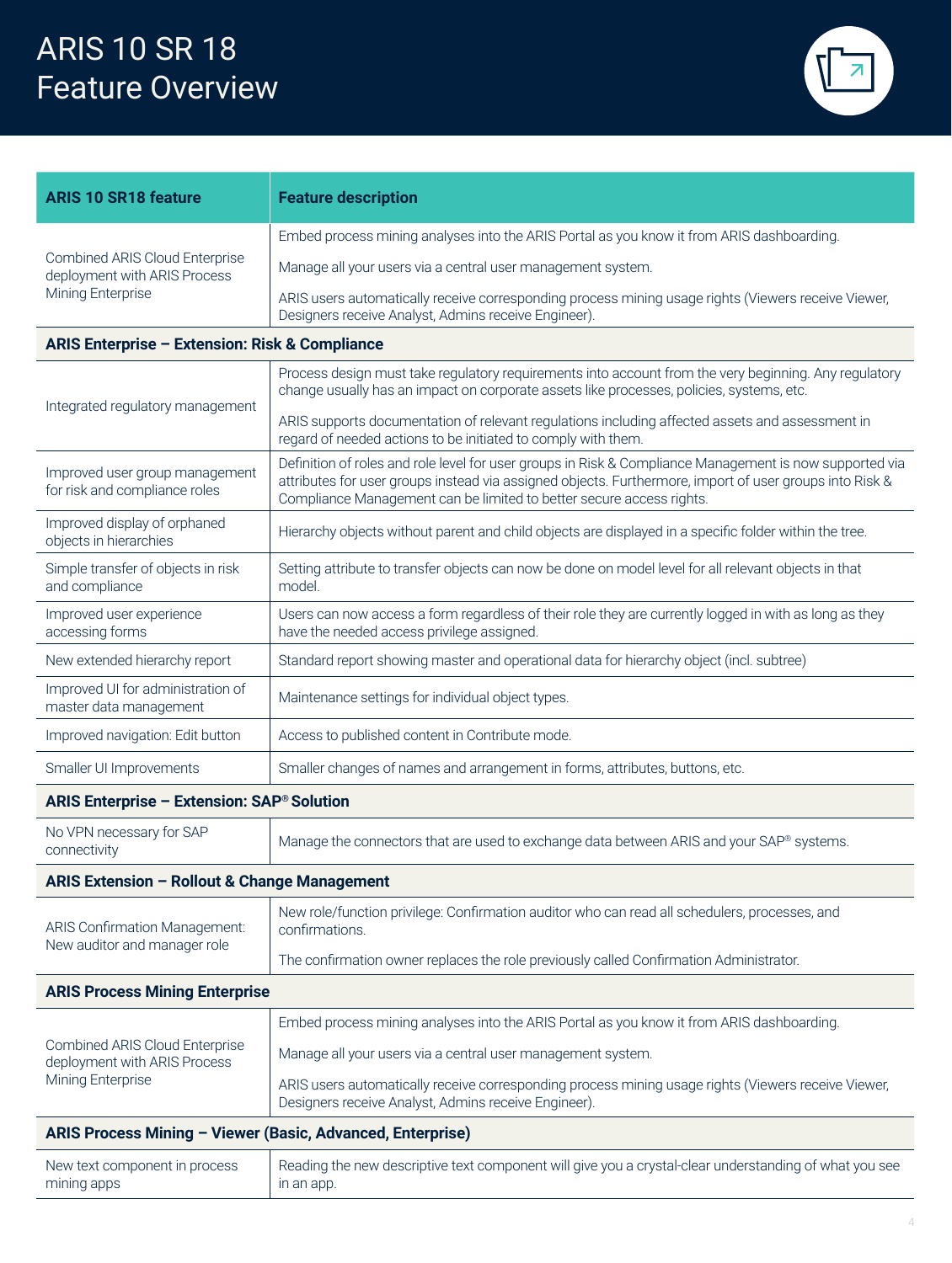# ARIS 10 SR 18 Feature Overview

| ARIS 10 SR18 feature | Feature description |
| --- | --- |
| Combined ARIS Cloud Enterprise deployment with ARIS Process Mining Enterprise | Embed process mining analyses into the ARIS Portal as you know it from ARIS dashboarding.<br><br>Manage all your users via a central user management system.<br><br>ARIS users automatically receive corresponding process mining usage rights (Viewers receive Viewer, Designers receive Analyst, Admins receive Engineer). |
| **ARIS Enterprise – Extension: Risk & Compliance** | |
| Integrated regulatory management | Process design must take regulatory requirements into account from the very beginning. Any regulatory change usually has an impact on corporate assets like processes, policies, systems, etc.<br><br>ARIS supports documentation of relevant regulations including affected assets and assessment in regard of needed actions to be initiated to comply with them. |
| Improved user group management for risk and compliance roles | Definition of roles and role level for user groups in Risk & Compliance Management is now supported via attributes for user groups instead via assigned objects. Furthermore, import of user groups into Risk & Compliance Management can be limited to better secure access rights. |
| Improved display of orphaned objects in hierarchies | Hierarchy objects without parent and child objects are displayed in a specific folder within the tree. |
| Simple transfer of objects in risk and compliance | Setting attribute to transfer objects can now be done on model level for all relevant objects in that model. |
| Improved user experience accessing forms | Users can now access a form regardless of their role they are currently logged in with as long as they have the needed access privilege assigned. |
| New extended hierarchy report | Standard report showing master and operational data for hierarchy object (incl. subtree) |
| Improved UI for administration of master data management | Maintenance settings for individual object types. |
| Improved navigation: Edit button | Access to published content in Contribute mode. |
| Smaller UI Improvements | Smaller changes of names and arrangement in forms, attributes, buttons, etc. |
| **ARIS Enterprise – Extension: SAP® Solution** | |
| No VPN necessary for SAP connectivity | Manage the connectors that are used to exchange data between ARIS and your SAP® systems. |
| **ARIS Extension – Rollout & Change Management** | |
| ARIS Confirmation Management: New auditor and manager role | New role/function privilege: Confirmation auditor who can read all schedulers, processes, and confirmations.<br><br>The confirmation owner replaces the role previously called Confirmation Administrator. |
| **ARIS Process Mining Enterprise** | |
| Combined ARIS Cloud Enterprise deployment with ARIS Process Mining Enterprise | Embed process mining analyses into the ARIS Portal as you know it from ARIS dashboarding.<br><br>Manage all your users via a central user management system.<br><br>ARIS users automatically receive corresponding process mining usage rights (Viewers receive Viewer, Designers receive Analyst, Admins receive Engineer). |
| **ARIS Process Mining – Viewer (Basic, Advanced, Enterprise)** | |
| New text component in process mining apps | Reading the new descriptive text component will give you a crystal-clear understanding of what you see in an app. |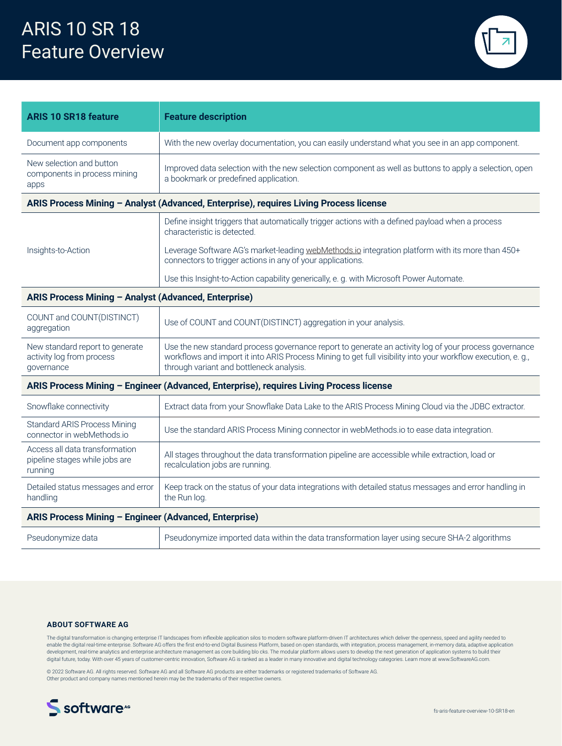# ARIS 10 SR 18
Feature Overview

| ARIS 10 SR18 feature | Feature description |
|---|---|
| Document app components | With the new overlay documentation, you can easily understand what you see in an app component. |
| New selection and button components in process mining apps | Improved data selection with the new selection component as well as buttons to apply a selection, open a bookmark or predefined application. |
| **ARIS Process Mining – Analyst (Advanced, Enterprise), requires Living Process license** | |
| Insights-to-Action | Define insight triggers that automatically trigger actions with a defined payload when a process characteristic is detected.<br><br>Leverage Software AG's market-leading webMethods.io integration platform with its more than 450+ connectors to trigger actions in any of your applications.<br><br>Use this Insight-to-Action capability generically, e. g. with Microsoft Power Automate. |
| **ARIS Process Mining – Analyst (Advanced, Enterprise)** | |
| COUNT and COUNT(DISTINCT) aggregation | Use of COUNT and COUNT(DISTINCT) aggregation in your analysis. |
| New standard report to generate activity log from process governance | Use the new standard process governance report to generate an activity log of your process governance workflows and import it into ARIS Process Mining to get full visibility into your workflow execution, e. g., through variant and bottleneck analysis. |
| **ARIS Process Mining – Engineer (Advanced, Enterprise), requires Living Process license** | |
| Snowflake connectivity | Extract data from your Snowflake Data Lake to the ARIS Process Mining Cloud via the JDBC extractor. |
| Standard ARIS Process Mining connector in webMethods.io | Use the standard ARIS Process Mining connector in webMethods.io to ease data integration. |
| Access all data transformation pipeline stages while jobs are running | All stages throughout the data transformation pipeline are accessible while extraction, load or recalculation jobs are running. |
| Detailed status messages and error handling | Keep track on the status of your data integrations with detailed status messages and error handling in the Run log. |
| **ARIS Process Mining – Engineer (Advanced, Enterprise)** | |
| Pseudonymize data | Pseudonymize imported data within the data transformation layer using secure SHA-2 algorithms |

### ABOUT SOFTWARE AG

The digital transformation is changing enterprise IT landscapes from inflexible application silos to modern software platform-driven IT architectures which deliver the openness, speed and agility needed to enable the digital real-time enterprise. Software AG offers the first end-to-end Digital Business Platform, based on open standards, with integration, process management, in-memory data, adaptive application development, real-time analytics and enterprise architecture management as core building blo cks. The modular platform allows users to develop the next generation of application systems to build their digital future, today. With over 45 years of customer-centric innovation, Software AG is ranked as a leader in many innovative and digital technology categories. Learn more at www.SoftwareAG.com.

© 2022 Software AG. All rights reserved. Software AG and all Software AG products are either trademarks or registered trademarks of Software AG. Other product and company names mentioned herein may be the trademarks of their respective owners.

software AG

fs-aris-feature-overview-10-SR18-en